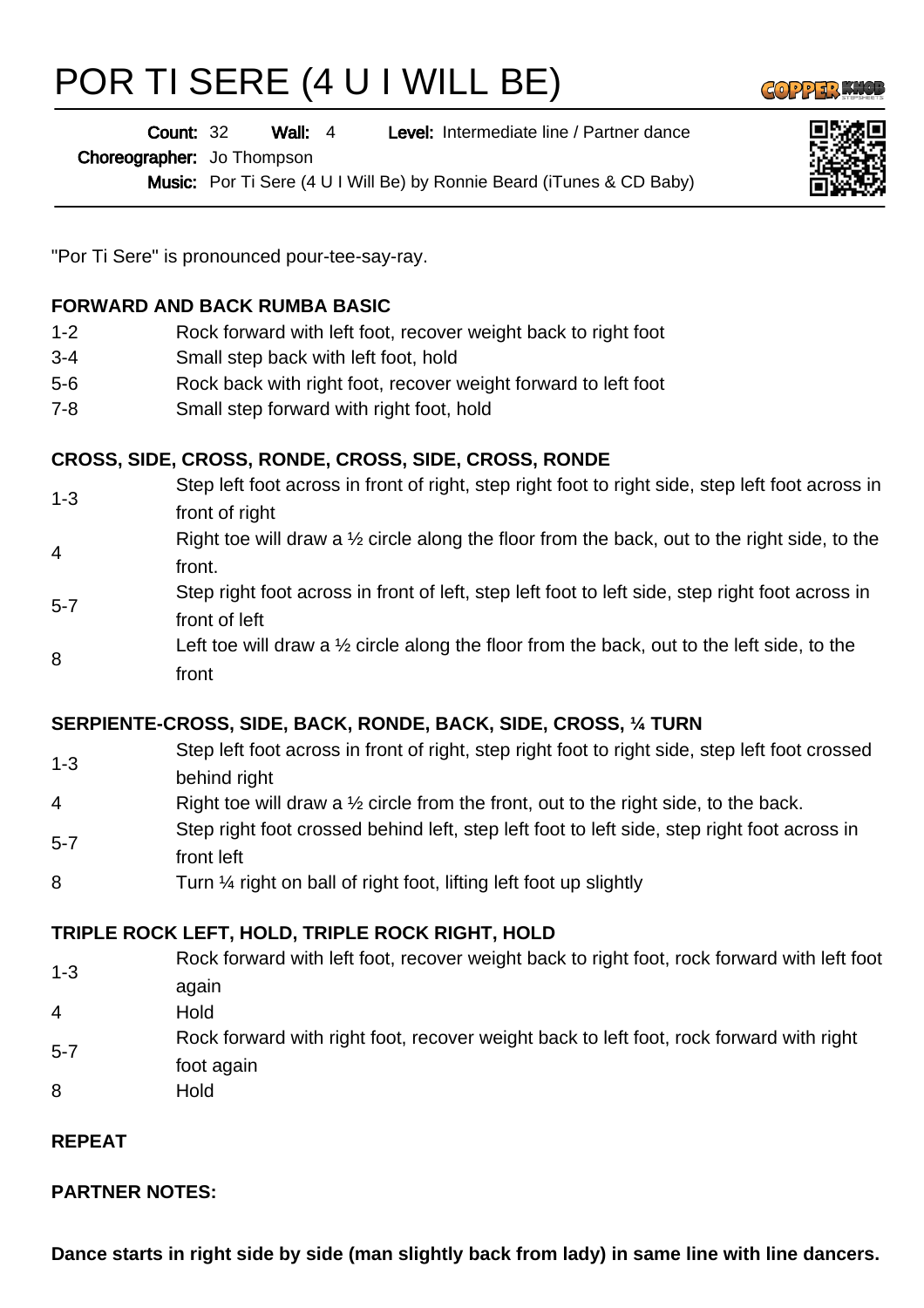# POR TI SERE (4 U I WILL BE)

**Count:** 32 **Wall:** 4 **Level:** Intermediate line / Partner dance
**Choreographer:** Jo Thompson
**Music:** Por Ti Sere (4 U I Will Be) by Ronnie Beard (iTunes & CD Baby)

"Por Ti Sere" is pronounced pour-tee-say-ray.

**FORWARD AND BACK RUMBA BASIC**

| | |
|---|---|
| 1-2 | Rock forward with left foot, recover weight back to right foot |
| 3-4 | Small step back with left foot, hold |
| 5-6 | Rock back with right foot, recover weight forward to left foot |
| 7-8 | Small step forward with right foot, hold |

**CROSS, SIDE, CROSS, RONDE, CROSS, SIDE, CROSS, RONDE**

| | |
|---|---|
| 1-3 | Step left foot across in front of right, step right foot to right side, step left foot across in front of right |
| 4 | Right toe will draw a ½ circle along the floor from the back, out to the right side, to the front. |
| 5-7 | Step right foot across in front of left, step left foot to left side, step right foot across in front of left |
| 8 | Left toe will draw a ½ circle along the floor from the back, out to the left side, to the front |

**SERPIENTE-CROSS, SIDE, BACK, RONDE, BACK, SIDE, CROSS, ¼ TURN**

| | |
|---|---|
| 1-3 | Step left foot across in front of right, step right foot to right side, step left foot crossed behind right |
| 4 | Right toe will draw a ½ circle from the front, out to the right side, to the back. |
| 5-7 | Step right foot crossed behind left, step left foot to left side, step right foot across in front left |
| 8 | Turn ¼ right on ball of right foot, lifting left foot up slightly |

**TRIPLE ROCK LEFT, HOLD, TRIPLE ROCK RIGHT, HOLD**

| | |
|---|---|
| 1-3 | Rock forward with left foot, recover weight back to right foot, rock forward with left foot again |
| 4 | Hold |
| 5-7 | Rock forward with right foot, recover weight back to left foot, rock forward with right foot again |
| 8 | Hold |

**REPEAT**

**PARTNER NOTES:**

**Dance starts in right side by side (man slightly back from lady) in same line with line dancers.**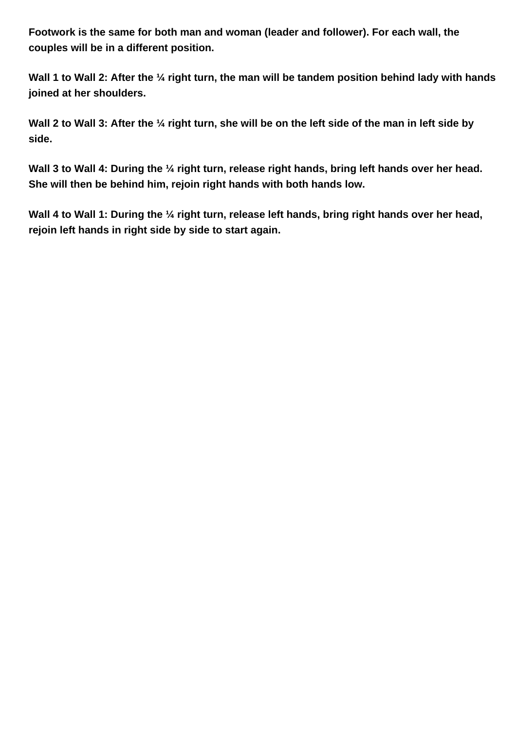**Footwork is the same for both man and woman (leader and follower). For each wall, the couples will be in a different position.**

**Wall 1 to Wall 2: After the ¼ right turn, the man will be tandem position behind lady with hands joined at her shoulders.**

**Wall 2 to Wall 3: After the ¼ right turn, she will be on the left side of the man in left side by side.**

**Wall 3 to Wall 4: During the ¼ right turn, release right hands, bring left hands over her head. She will then be behind him, rejoin right hands with both hands low.**

**Wall 4 to Wall 1: During the ¼ right turn, release left hands, bring right hands over her head, rejoin left hands in right side by side to start again.**